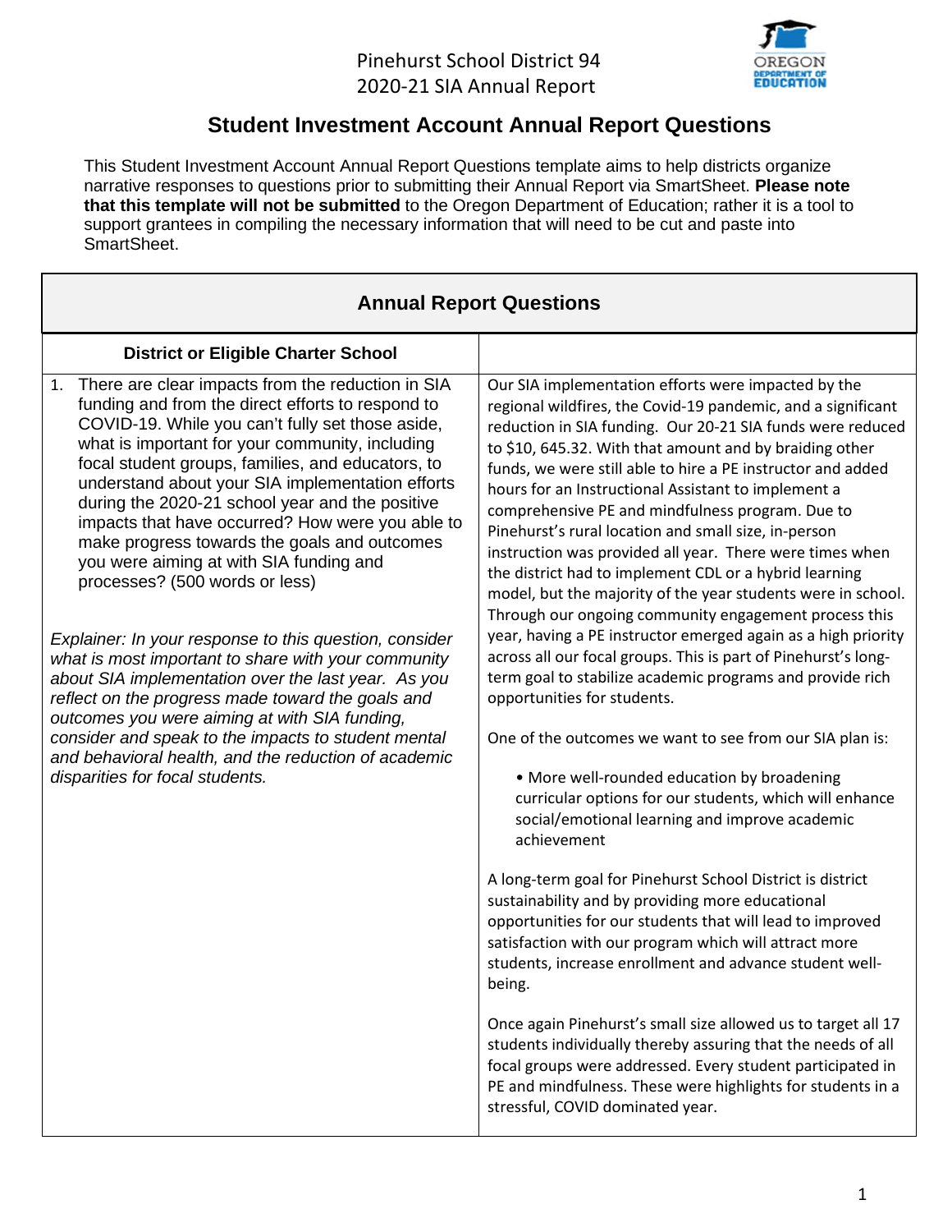Pinehurst School District 94
2020-21 SIA Annual Report

# Student Investment Account Annual Report Questions

This Student Investment Account Annual Report Questions template aims to help districts organize narrative responses to questions prior to submitting their Annual Report via SmartSheet. **Please note that this template will not be submitted** to the Oregon Department of Education; rather it is a tool to support grantees in compiling the necessary information that will need to be cut and paste into SmartSheet.

| Annual Report Questions | |
|---|---|
| **District or Eligible Charter School** | |
| 1. There are clear impacts from the reduction in SIA funding and from the direct efforts to respond to COVID-19. While you can't fully set those aside, what is important for your community, including focal student groups, families, and educators, to understand about your SIA implementation efforts during the 2020-21 school year and the positive impacts that have occurred? How were you able to make progress towards the goals and outcomes you were aiming at with SIA funding and processes? (500 words or less)<br><br>*Explainer: In your response to this question, consider what is most important to share with your community about SIA implementation over the last year. As you reflect on the progress made toward the goals and outcomes you were aiming at with SIA funding, consider and speak to the impacts to student mental and behavioral health, and the reduction of academic disparities for focal students.* | Our SIA implementation efforts were impacted by the regional wildfires, the Covid-19 pandemic, and a significant reduction in SIA funding. Our 20-21 SIA funds were reduced to $10, 645.32. With that amount and by braiding other funds, we were still able to hire a PE instructor and added hours for an Instructional Assistant to implement a comprehensive PE and mindfulness program. Due to Pinehurst's rural location and small size, in-person instruction was provided all year. There were times when the district had to implement CDL or a hybrid learning model, but the majority of the year students were in school. Through our ongoing community engagement process this year, having a PE instructor emerged again as a high priority across all our focal groups. This is part of Pinehurst's long-term goal to stabilize academic programs and provide rich opportunities for students.<br><br>One of the outcomes we want to see from our SIA plan is:<br><br>• More well-rounded education by broadening curricular options for our students, which will enhance social/emotional learning and improve academic achievement<br><br>A long-term goal for Pinehurst School District is district sustainability and by providing more educational opportunities for our students that will lead to improved satisfaction with our program which will attract more students, increase enrollment and advance student well-being.<br><br>Once again Pinehurst's small size allowed us to target all 17 students individually thereby assuring that the needs of all focal groups were addressed. Every student participated in PE and mindfulness. These were highlights for students in a stressful, COVID dominated year. |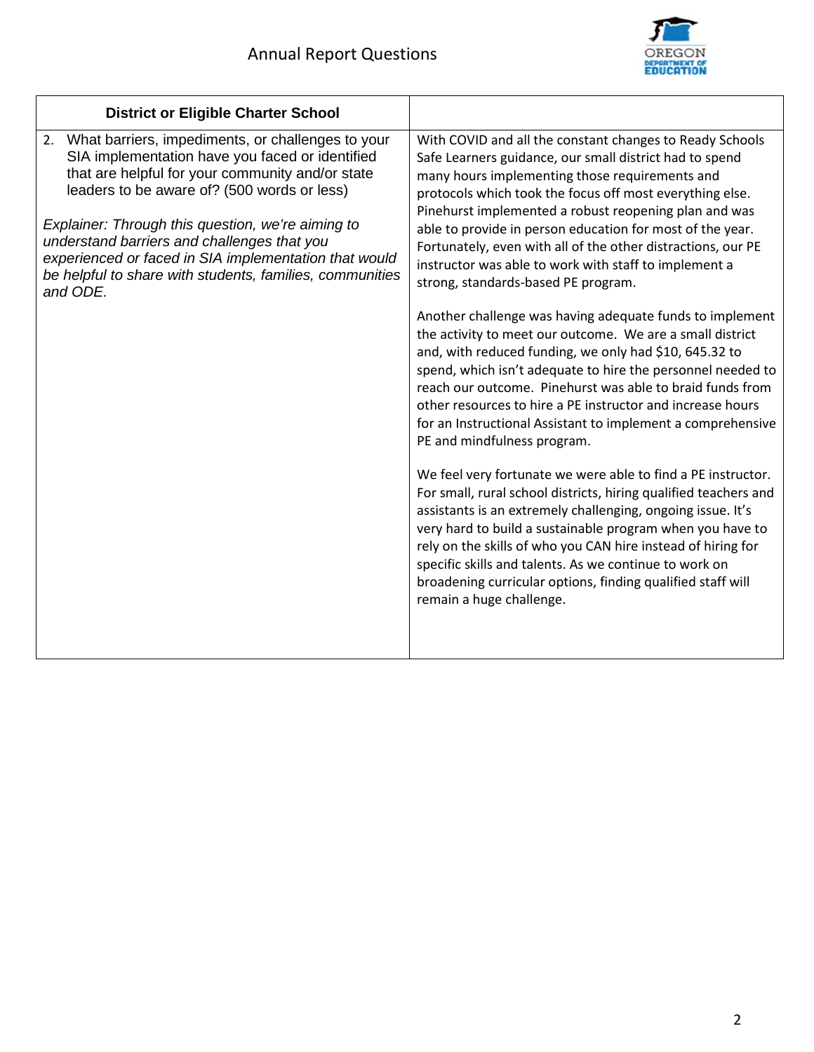| District or Eligible Charter School | |
|---|---|
| 2. What barriers, impediments, or challenges to your SIA implementation have you faced or identified that are helpful for your community and/or state leaders to be aware of? (500 words or less)<br><br>*Explainer: Through this question, we're aiming to understand barriers and challenges that you experienced or faced in SIA implementation that would be helpful to share with students, families, communities and ODE.* | With COVID and all the constant changes to Ready Schools Safe Learners guidance, our small district had to spend many hours implementing those requirements and protocols which took the focus off most everything else. Pinehurst implemented a robust reopening plan and was able to provide in person education for most of the year. Fortunately, even with all of the other distractions, our PE instructor was able to work with staff to implement a strong, standards-based PE program.<br><br>Another challenge was having adequate funds to implement the activity to meet our outcome. We are a small district and, with reduced funding, we only had $10, 645.32 to spend, which isn't adequate to hire the personnel needed to reach our outcome. Pinehurst was able to braid funds from other resources to hire a PE instructor and increase hours for an Instructional Assistant to implement a comprehensive PE and mindfulness program.<br><br>We feel very fortunate we were able to find a PE instructor. For small, rural school districts, hiring qualified teachers and assistants is an extremely challenging, ongoing issue. It's very hard to build a sustainable program when you have to rely on the skills of who you CAN hire instead of hiring for specific skills and talents. As we continue to work on broadening curricular options, finding qualified staff will remain a huge challenge. |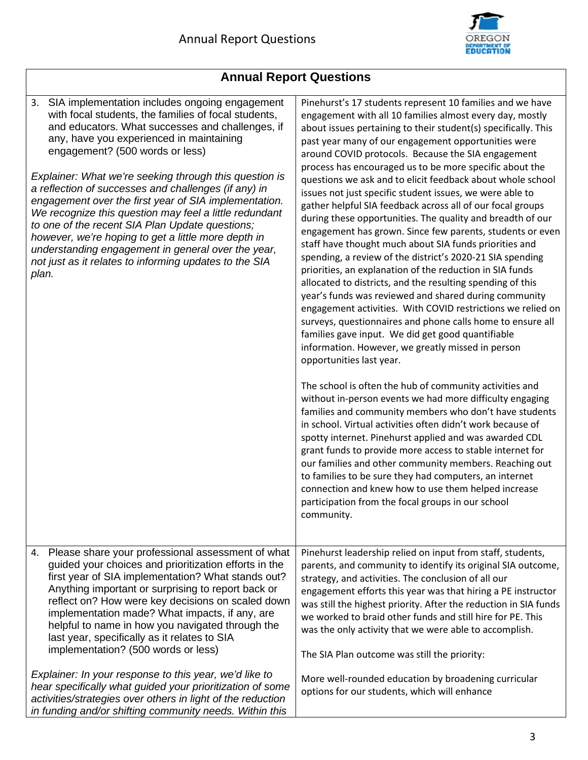## Annual Report Questions

| Annual Report Questions | |
|---|---|
| 3. SIA implementation includes ongoing engagement with focal students, the families of focal students, and educators. What successes and challenges, if any, have you experienced in maintaining engagement? (500 words or less)<br><br>*Explainer: What we're seeking through this question is a reflection of successes and challenges (if any) in engagement over the first year of SIA implementation. We recognize this question may feel a little redundant to one of the recent SIA Plan Update questions; however, we're hoping to get a little more depth in understanding engagement in general over the year, not just as it relates to informing updates to the SIA plan.* | Pinehurst's 17 students represent 10 families and we have engagement with all 10 families almost every day, mostly about issues pertaining to their student(s) specifically. This past year many of our engagement opportunities were around COVID protocols. Because the SIA engagement process has encouraged us to be more specific about the questions we ask and to elicit feedback about whole school issues not just specific student issues, we were able to gather helpful SIA feedback across all of our focal groups during these opportunities. The quality and breadth of our engagement has grown. Since few parents, students or even staff have thought much about SIA funds priorities and spending, a review of the district's 2020-21 SIA spending priorities, an explanation of the reduction in SIA funds allocated to districts, and the resulting spending of this year's funds was reviewed and shared during community engagement activities. With COVID restrictions we relied on surveys, questionnaires and phone calls home to ensure all families gave input. We did get good quantifiable information. However, we greatly missed in person opportunities last year.<br><br>The school is often the hub of community activities and without in-person events we had more difficulty engaging families and community members who don't have students in school. Virtual activities often didn't work because of spotty internet. Pinehurst applied and was awarded CDL grant funds to provide more access to stable internet for our families and other community members. Reaching out to families to be sure they had computers, an internet connection and knew how to use them helped increase participation from the focal groups in our school community. |
| 4. Please share your professional assessment of what guided your choices and prioritization efforts in the first year of SIA implementation? What stands out? Anything important or surprising to report back or reflect on? How were key decisions on scaled down implementation made? What impacts, if any, are helpful to name in how you navigated through the last year, specifically as it relates to SIA implementation? (500 words or less)<br><br>*Explainer: In your response to this year, we'd like to hear specifically what guided your prioritization of some activities/strategies over others in light of the reduction in funding and/or shifting community needs. Within this* | Pinehurst leadership relied on input from staff, students, parents, and community to identify its original SIA outcome, strategy, and activities. The conclusion of all our engagement efforts this year was that hiring a PE instructor was still the highest priority. After the reduction in SIA funds we worked to braid other funds and still hire for PE. This was the only activity that we were able to accomplish.<br><br>The SIA Plan outcome was still the priority:<br><br>More well-rounded education by broadening curricular options for our students, which will enhance |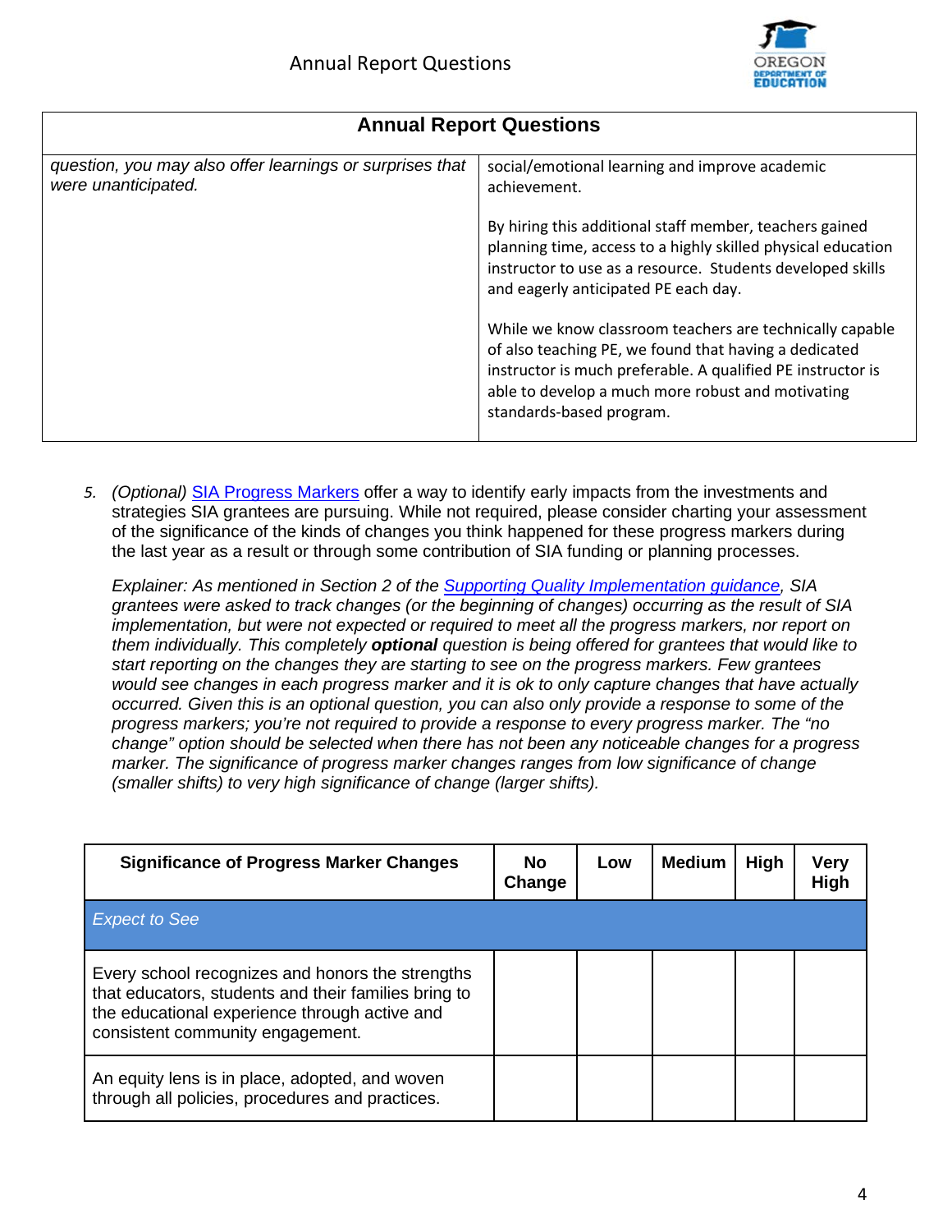| Annual Report Questions | |
|---|---|
| *question, you may also offer learnings or surprises that were unanticipated.* | social/emotional learning and improve academic achievement.<br><br>By hiring this additional staff member, teachers gained planning time, access to a highly skilled physical education instructor to use as a resource. Students developed skills and eagerly anticipated PE each day.<br><br>While we know classroom teachers are technically capable of also teaching PE, we found that having a dedicated instructor is much preferable. A qualified PE instructor is able to develop a much more robust and motivating standards-based program. |

5. *(Optional)* SIA Progress Markers offer a way to identify early impacts from the investments and strategies SIA grantees are pursuing. While not required, please consider charting your assessment of the significance of the kinds of changes you think happened for these progress markers during the last year as a result or through some contribution of SIA funding or planning processes.

   *Explainer: As mentioned in Section 2 of the Supporting Quality Implementation guidance, SIA grantees were asked to track changes (or the beginning of changes) occurring as the result of SIA implementation, but were not expected or required to meet all the progress markers, nor report on them individually. This completely **optional** question is being offered for grantees that would like to start reporting on the changes they are starting to see on the progress markers. Few grantees would see changes in each progress marker and it is ok to only capture changes that have actually occurred. Given this is an optional question, you can also only provide a response to some of the progress markers; you're not required to provide a response to every progress marker. The "no change" option should be selected when there has not been any noticeable changes for a progress marker. The significance of progress marker changes ranges from low significance of change (smaller shifts) to very high significance of change (larger shifts).*

| Significance of Progress Marker Changes | No Change | Low | Medium | High | Very High |
|---|---|---|---|---|---|
| *Expect to See* | | | | | |
| Every school recognizes and honors the strengths that educators, students and their families bring to the educational experience through active and consistent community engagement. | | | | | |
| An equity lens is in place, adopted, and woven through all policies, procedures and practices. | | | | | |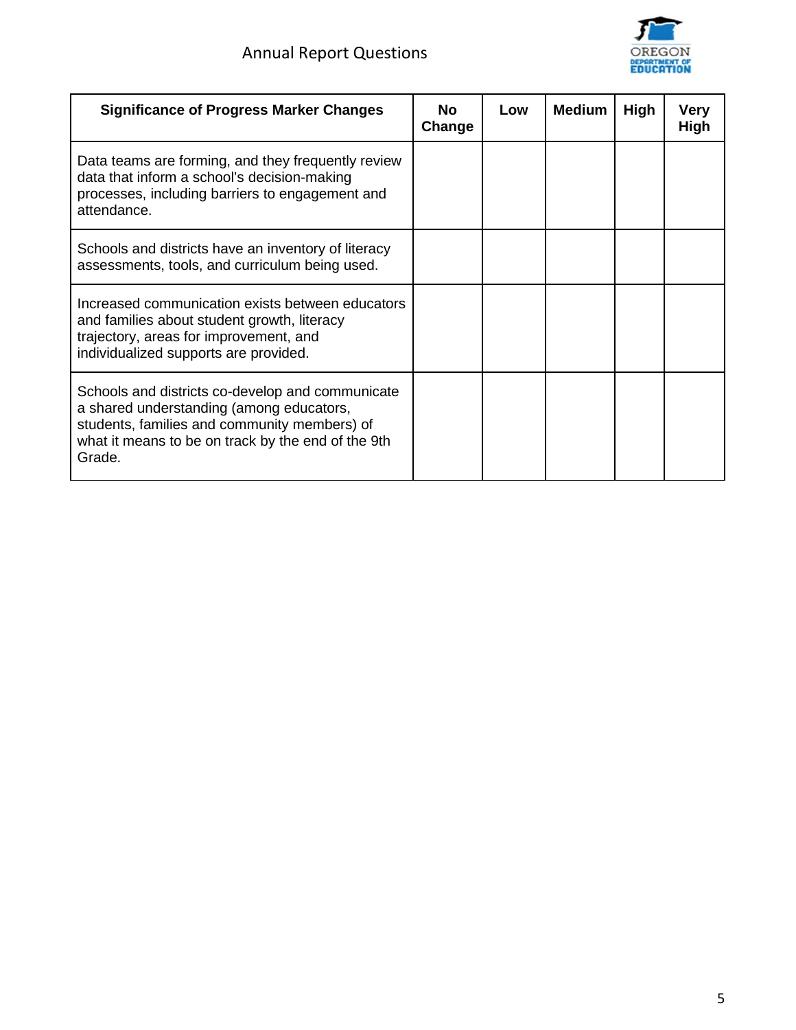| Significance of Progress Marker Changes | No Change | Low | Medium | High | Very High |
|---|---|---|---|---|---|
| Data teams are forming, and they frequently review data that inform a school's decision-making processes, including barriers to engagement and attendance. | | | | | |
| Schools and districts have an inventory of literacy assessments, tools, and curriculum being used. | | | | | |
| Increased communication exists between educators and families about student growth, literacy trajectory, areas for improvement, and individualized supports are provided. | | | | | |
| Schools and districts co-develop and communicate a shared understanding (among educators, students, families and community members) of what it means to be on track by the end of the 9th Grade. | | | | | |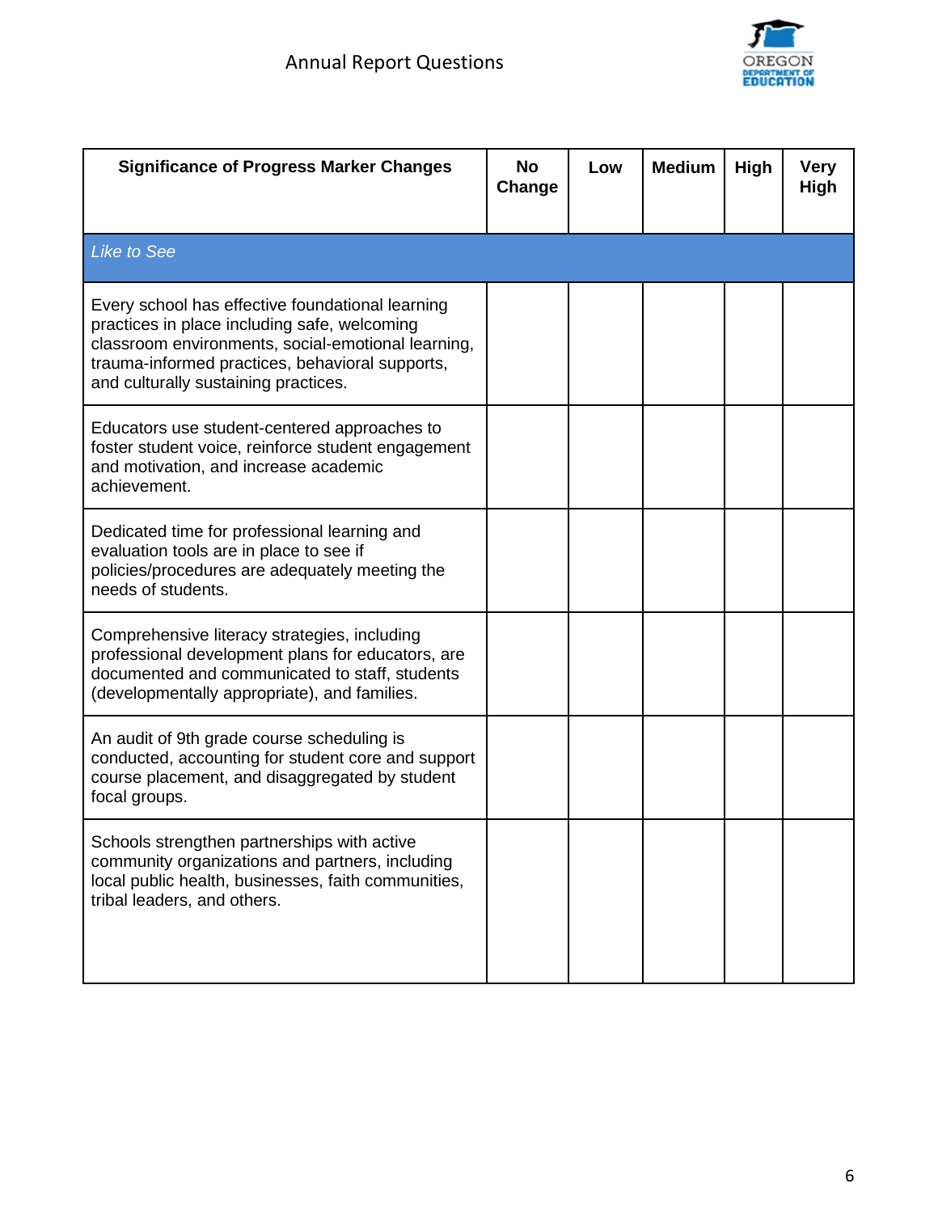| Significance of Progress Marker Changes | No Change | Low | Medium | High | Very High |
|---|---|---|---|---|---|
| *Like to See* | | | | | |
| Every school has effective foundational learning practices in place including safe, welcoming classroom environments, social-emotional learning, trauma-informed practices, behavioral supports, and culturally sustaining practices. | | | | | |
| Educators use student-centered approaches to foster student voice, reinforce student engagement and motivation, and increase academic achievement. | | | | | |
| Dedicated time for professional learning and evaluation tools are in place to see if policies/procedures are adequately meeting the needs of students. | | | | | |
| Comprehensive literacy strategies, including professional development plans for educators, are documented and communicated to staff, students (developmentally appropriate), and families. | | | | | |
| An audit of 9th grade course scheduling is conducted, accounting for student core and support course placement, and disaggregated by student focal groups. | | | | | |
| Schools strengthen partnerships with active community organizations and partners, including local public health, businesses, faith communities, tribal leaders, and others. | | | | | |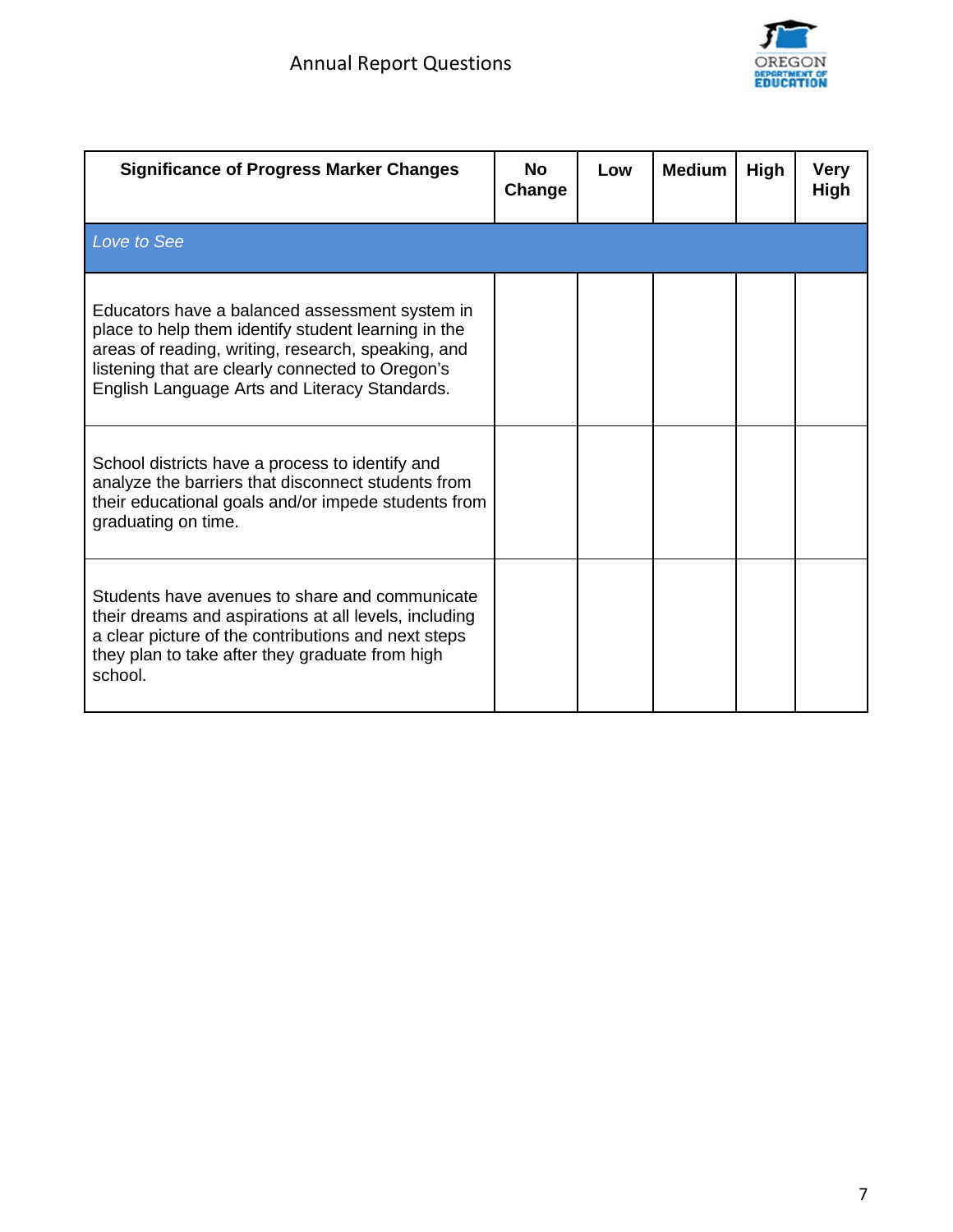| **Significance of Progress Marker Changes** | **No Change** | **Low** | **Medium** | **High** | **Very High** |
|---|---|---|---|---|---|
| *Love to See* | | | | | |
| Educators have a balanced assessment system in place to help them identify student learning in the areas of reading, writing, research, speaking, and listening that are clearly connected to Oregon's English Language Arts and Literacy Standards. | | | | | |
| School districts have a process to identify and analyze the barriers that disconnect students from their educational goals and/or impede students from graduating on time. | | | | | |
| Students have avenues to share and communicate their dreams and aspirations at all levels, including a clear picture of the contributions and next steps they plan to take after they graduate from high school. | | | | | |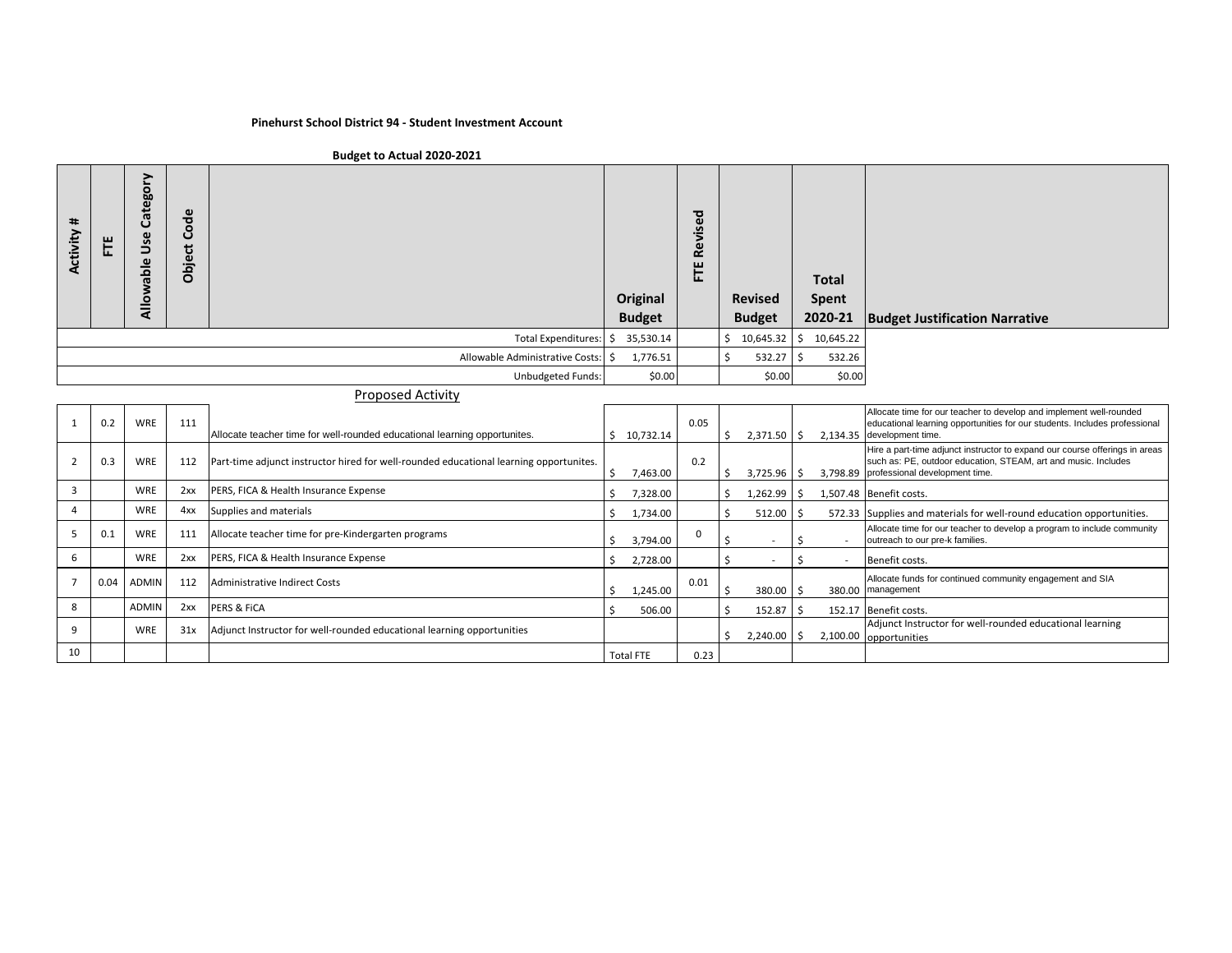**Pinehurst School District 94 - Student Investment Account**

**Budget to Actual 2020-2021**

| Activity # | FTE | Allowable Use Category | Object Code | | Original Budget | FTE Revised | Revised Budget | Total Spent 2020-21 | Budget Justification Narrative |
|---|---|---|---|---|---|---|---|---|---|
| | | | | Total Expenditures: | $ 35,530.14 | | $ 10,645.32 | $ 10,645.22 | |
| | | | | Allowable Administrative Costs: | $ 1,776.51 | | $ 532.27 | $ 532.26 | |
| | | | | Unbudgeted Funds: | $0.00 | | $0.00 | $0.00 | |
| | | | | Proposed Activity | | | | | |
| 1 | 0.2 | WRE | 111 | Allocate teacher time for well-rounded educational learning opportunites. | $ 10,732.14 | 0.05 | $ 2,371.50 | $ 2,134.35 | Allocate time for our teacher to develop and implement well-rounded educational learning opportunities for our students. Includes professional development time. |
| 2 | 0.3 | WRE | 112 | Part-time adjunct instructor hired for well-rounded educational learning opportunites. | $ 7,463.00 | 0.2 | $ 3,725.96 | $ 3,798.89 | Hire a part-time adjunct instructor to expand our course offerings in areas such as: PE, outdoor education, STEAM, art and music. Includes professional development time. |
| 3 | | WRE | 2xx | PERS, FICA & Health Insurance Expense | $ 7,328.00 | | $ 1,262.99 | $ 1,507.48 | Benefit costs. |
| 4 | | WRE | 4xx | Supplies and materials | $ 1,734.00 | | $ 512.00 | $ 572.33 | Supplies and materials for well-round education opportunities. |
| 5 | 0.1 | WRE | 111 | Allocate teacher time for pre-Kindergarten programs | $ 3,794.00 | 0 | $ - | $ - | Allocate time for our teacher to develop a program to include community outreach to our pre-k families. |
| 6 | | WRE | 2xx | PERS, FICA & Health Insurance Expense | $ 2,728.00 | | $ - | $ - | Benefit costs. |
| 7 | 0.04 | ADMIN | 112 | Administrative Indirect Costs | $ 1,245.00 | 0.01 | $ 380.00 | $ 380.00 | Allocate funds for continued community engagement and SIA management |
| 8 | | ADMIN | 2xx | PERS & FiCA | $ 506.00 | | $ 152.87 | $ 152.17 | Benefit costs. |
| 9 | | WRE | 31x | Adjunct Instructor for well-rounded educational learning opportunities | | | $ 2,240.00 | $ 2,100.00 | Adjunct Instructor for well-rounded educational learning opportunities |
| 10 | | | | | Total FTE | 0.23 | | | |